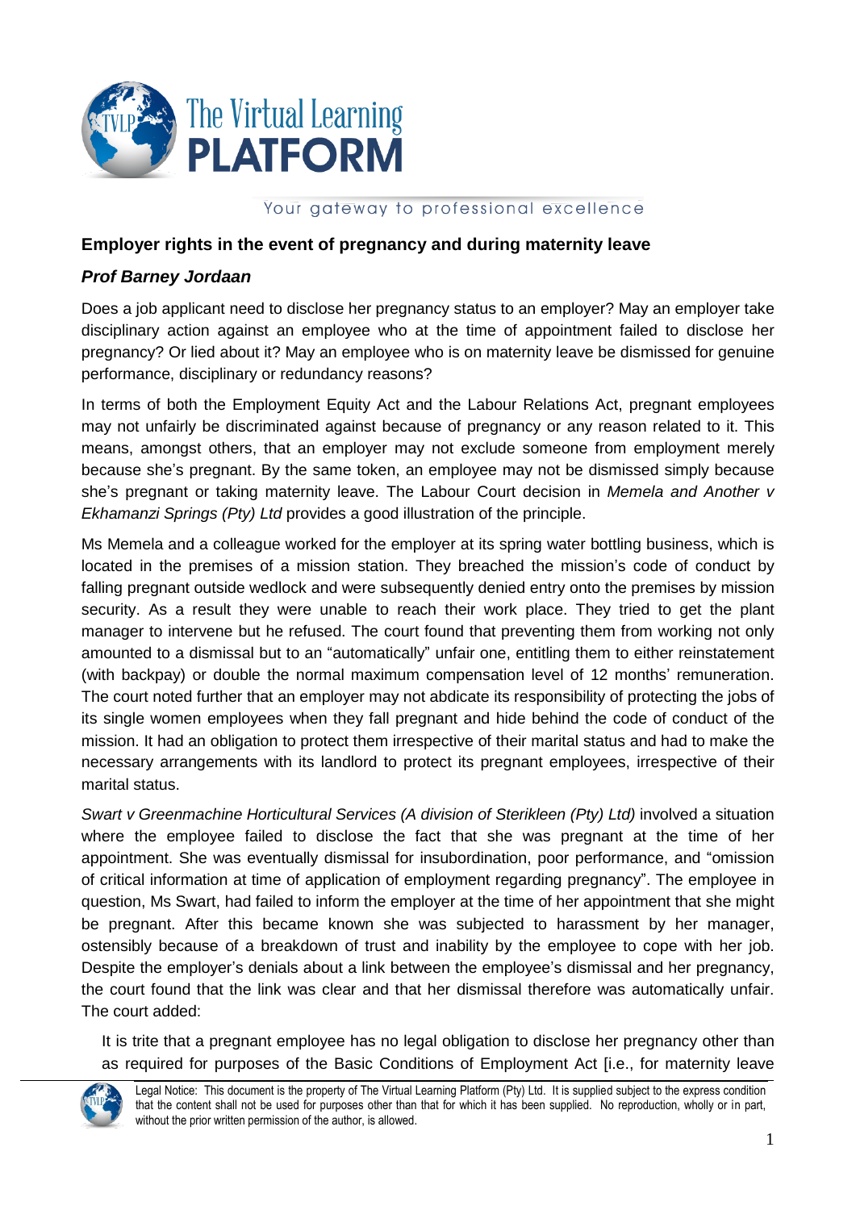## Employer rights in the event of pregnancy and during maternity leave

***Prof Barney Jordaan***

Does a job applicant need to disclose her pregnancy status to an employer? May an employer take disciplinary action against an employee who at the time of appointment failed to disclose her pregnancy? Or lied about it? May an employee who is on maternity leave be dismissed for genuine performance, disciplinary or redundancy reasons?

In terms of both the Employment Equity Act and the Labour Relations Act, pregnant employees may not unfairly be discriminated against because of pregnancy or any reason related to it. This means, amongst others, that an employer may not exclude someone from employment merely because she's pregnant. By the same token, an employee may not be dismissed simply because she's pregnant or taking maternity leave. The Labour Court decision in *Memela and Another v Ekhamanzi Springs (Pty) Ltd* provides a good illustration of the principle.

Ms Memela and a colleague worked for the employer at its spring water bottling business, which is located in the premises of a mission station. They breached the mission's code of conduct by falling pregnant outside wedlock and were subsequently denied entry onto the premises by mission security. As a result they were unable to reach their work place. They tried to get the plant manager to intervene but he refused. The court found that preventing them from working not only amounted to a dismissal but to an "automatically" unfair one, entitling them to either reinstatement (with backpay) or double the normal maximum compensation level of 12 months' remuneration. The court noted further that an employer may not abdicate its responsibility of protecting the jobs of its single women employees when they fall pregnant and hide behind the code of conduct of the mission. It had an obligation to protect them irrespective of their marital status and had to make the necessary arrangements with its landlord to protect its pregnant employees, irrespective of their marital status.

*Swart v Greenmachine Horticultural Services (A division of Sterikleen (Pty) Ltd)* involved a situation where the employee failed to disclose the fact that she was pregnant at the time of her appointment. She was eventually dismissal for insubordination, poor performance, and "omission of critical information at time of application of employment regarding pregnancy". The employee in question, Ms Swart, had failed to inform the employer at the time of her appointment that she might be pregnant. After this became known she was subjected to harassment by her manager, ostensibly because of a breakdown of trust and inability by the employee to cope with her job. Despite the employer's denials about a link between the employee's dismissal and her pregnancy, the court found that the link was clear and that her dismissal therefore was automatically unfair. The court added:

> It is trite that a pregnant employee has no legal obligation to disclose her pregnancy other than as required for purposes of the Basic Conditions of Employment Act [i.e., for maternity leave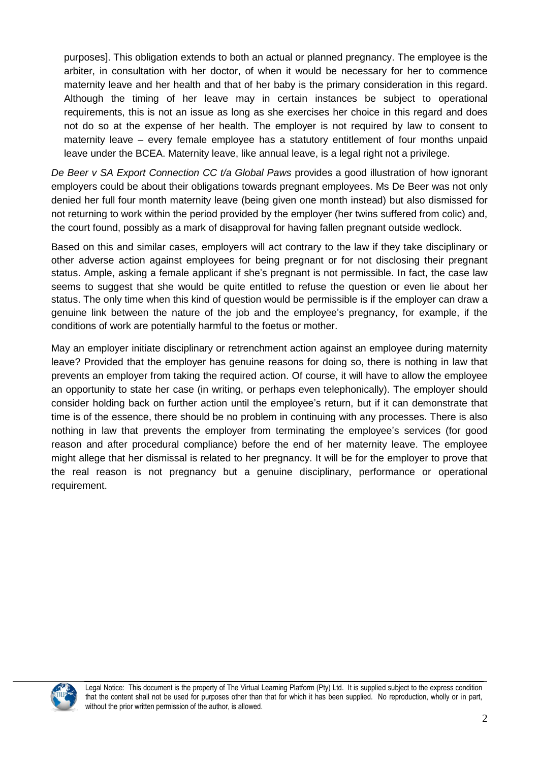purposes]. This obligation extends to both an actual or planned pregnancy. The employee is the arbiter, in consultation with her doctor, of when it would be necessary for her to commence maternity leave and her health and that of her baby is the primary consideration in this regard. Although the timing of her leave may in certain instances be subject to operational requirements, this is not an issue as long as she exercises her choice in this regard and does not do so at the expense of her health. The employer is not required by law to consent to maternity leave – every female employee has a statutory entitlement of four months unpaid leave under the BCEA. Maternity leave, like annual leave, is a legal right not a privilege.

*De Beer v SA Export Connection CC t/a Global Paws* provides a good illustration of how ignorant employers could be about their obligations towards pregnant employees. Ms De Beer was not only denied her full four month maternity leave (being given one month instead) but also dismissed for not returning to work within the period provided by the employer (her twins suffered from colic) and, the court found, possibly as a mark of disapproval for having fallen pregnant outside wedlock.

Based on this and similar cases, employers will act contrary to the law if they take disciplinary or other adverse action against employees for being pregnant or for not disclosing their pregnant status. Ample, asking a female applicant if she's pregnant is not permissible. In fact, the case law seems to suggest that she would be quite entitled to refuse the question or even lie about her status. The only time when this kind of question would be permissible is if the employer can draw a genuine link between the nature of the job and the employee's pregnancy, for example, if the conditions of work are potentially harmful to the foetus or mother.

May an employer initiate disciplinary or retrenchment action against an employee during maternity leave? Provided that the employer has genuine reasons for doing so, there is nothing in law that prevents an employer from taking the required action. Of course, it will have to allow the employee an opportunity to state her case (in writing, or perhaps even telephonically). The employer should consider holding back on further action until the employee's return, but if it can demonstrate that time is of the essence, there should be no problem in continuing with any processes. There is also nothing in law that prevents the employer from terminating the employee's services (for good reason and after procedural compliance) before the end of her maternity leave. The employee might allege that her dismissal is related to her pregnancy. It will be for the employer to prove that the real reason is not pregnancy but a genuine disciplinary, performance or operational requirement.

Legal Notice: This document is the property of The Virtual Learning Platform (Pty) Ltd. It is supplied subject to the express condition that the content shall not be used for purposes other than that for which it has been supplied. No reproduction, wholly or in part, without the prior written permission of the author, is allowed.